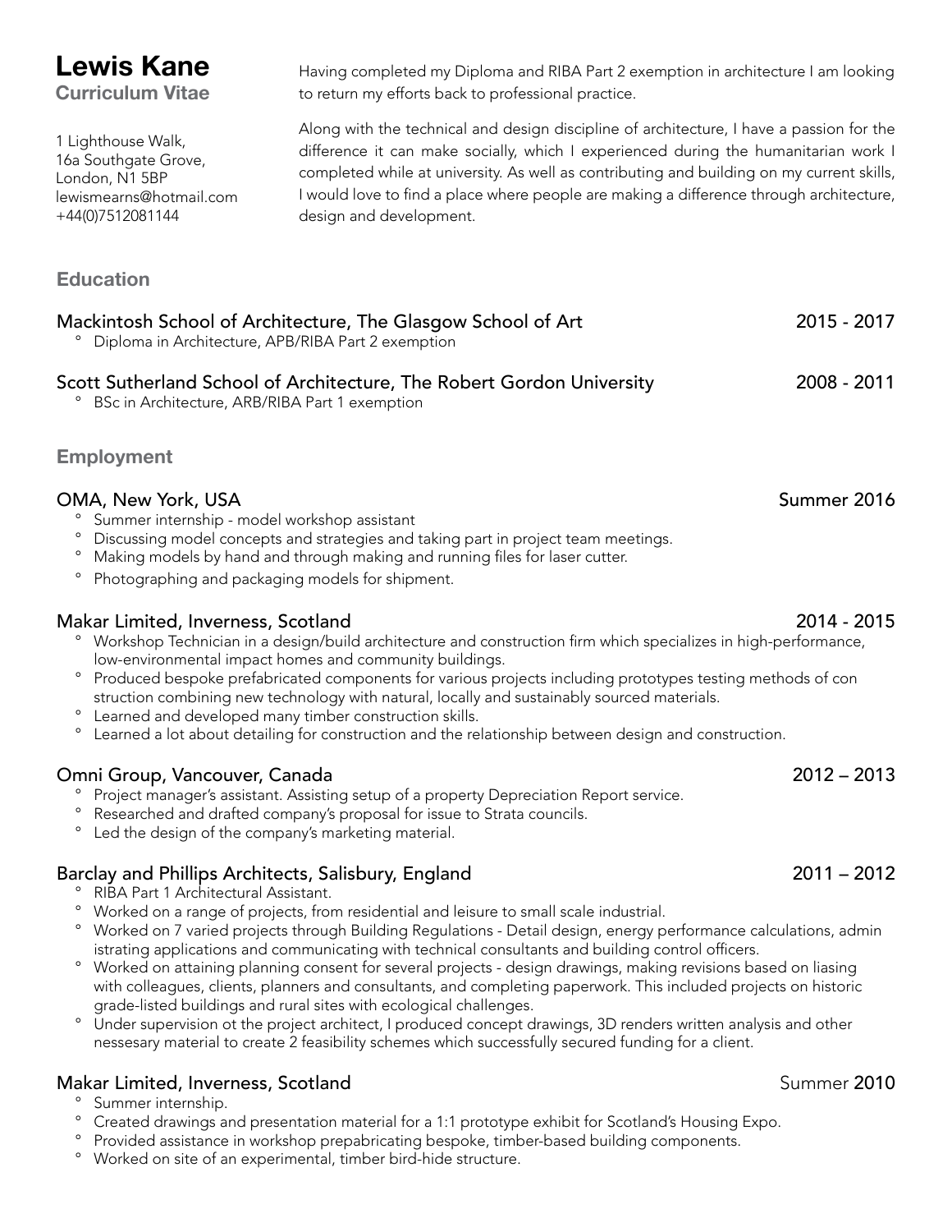# Lewis Kane

**Curriculum Vitae**

1 Lighthouse Walk,
16a Southgate Grove,
London, N1 5BP
lewismearns@hotmail.com
+44(0)7512081144

Having completed my Diploma and RIBA Part 2 exemption in architecture I am looking to return my efforts back to professional practice.

Along with the technical and design discipline of architecture, I have a passion for the difference it can make socially, which I experienced during the humanitarian work I completed while at university. As well as contributing and building on my current skills, I would love to find a place where people are making a difference through architecture, design and development.

## Education

### Mackintosh School of Architecture, The Glasgow School of Art — 2015 - 2017

- Diploma in Architecture, APB/RIBA Part 2 exemption

### Scott Sutherland School of Architecture, The Robert Gordon University — 2008 - 2011

- BSc in Architecture, ARB/RIBA Part 1 exemption

## Employment

### OMA, New York, USA — Summer 2016

- Summer internship - model workshop assistant
- Discussing model concepts and strategies and taking part in project team meetings.
- Making models by hand and through making and running files for laser cutter.
- Photographing and packaging models for shipment.

### Makar Limited, Inverness, Scotland — 2014 - 2015

- Workshop Technician in a design/build architecture and construction firm which specializes in high-performance, low-environmental impact homes and community buildings.
- Produced bespoke prefabricated components for various projects including prototypes testing methods of con struction combining new technology with natural, locally and sustainably sourced materials.
- Learned and developed many timber construction skills.
- Learned a lot about detailing for construction and the relationship between design and construction.

### Omni Group, Vancouver, Canada — 2012 – 2013

- Project manager's assistant. Assisting setup of a property Depreciation Report service.
- Researched and drafted company's proposal for issue to Strata councils.
- Led the design of the company's marketing material.

### Barclay and Phillips Architects, Salisbury, England — 2011 – 2012

- RIBA Part 1 Architectural Assistant.
- Worked on a range of projects, from residential and leisure to small scale industrial.
- Worked on 7 varied projects through Building Regulations - Detail design, energy performance calculations, admin istrating applications and communicating with technical consultants and building control officers.
- Worked on attaining planning consent for several projects - design drawings, making revisions based on liasing with colleagues, clients, planners and consultants, and completing paperwork. This included projects on historic grade-listed buildings and rural sites with ecological challenges.
- Under supervision ot the project architect, I produced concept drawings, 3D renders written analysis and other nessesary material to create 2 feasibility schemes which successfully secured funding for a client.

### Makar Limited, Inverness, Scotland — Summer 2010

- Summer internship.
- Created drawings and presentation material for a 1:1 prototype exhibit for Scotland's Housing Expo.
- Provided assistance in workshop prepabricating bespoke, timber-based building components.
- Worked on site of an experimental, timber bird-hide structure.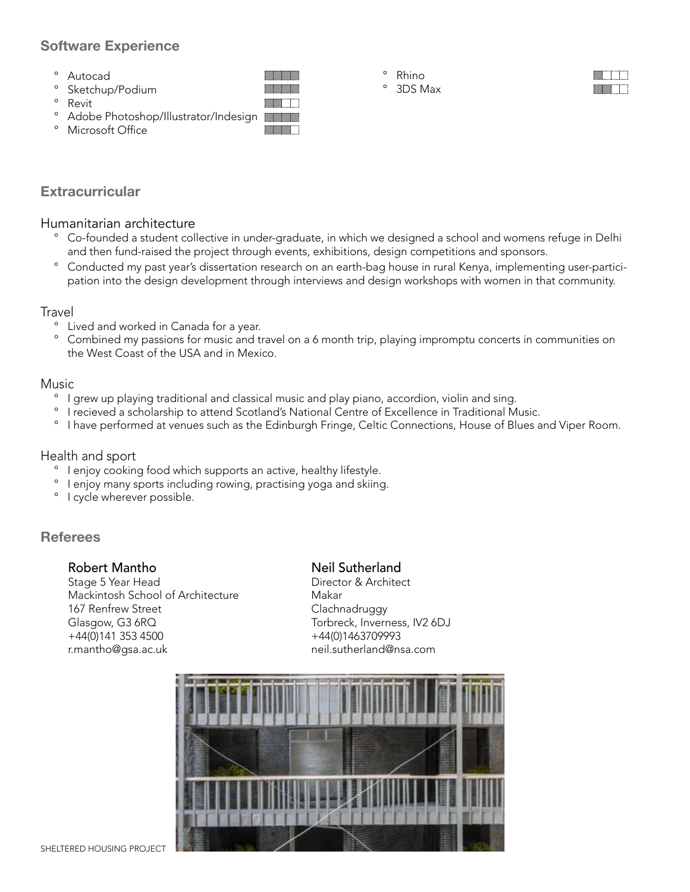## Software Experience

- Autocad
- Sketchup/Podium
- Revit
- Adobe Photoshop/Illustrator/Indesign
- Microsoft Office
- Rhino
- 3DS Max

## Extracurricular

### Humanitarian architecture

- Co-founded a student collective in under-graduate, in which we designed a school and womens refuge in Delhi and then fund-raised the project through events, exhibitions, design competitions and sponsors.
- Conducted my past year's dissertation research on an earth-bag house in rural Kenya, implementing user-participation into the design development through interviews and design workshops with women in that community.

### Travel

- Lived and worked in Canada for a year.
- Combined my passions for music and travel on a 6 month trip, playing impromptu concerts in communities on the West Coast of the USA and in Mexico.

### Music

- I grew up playing traditional and classical music and play piano, accordion, violin and sing.
- I recieved a scholarship to attend Scotland's National Centre of Excellence in Traditional Music.
- I have performed at venues such as the Edinburgh Fringe, Celtic Connections, House of Blues and Viper Room.

### Health and sport

- I enjoy cooking food which supports an active, healthy lifestyle.
- I enjoy many sports including rowing, practising yoga and skiing.
- I cycle wherever possible.

## Referees

**Robert Mantho**
Stage 5 Year Head
Mackintosh School of Architecture
167 Renfrew Street
Glasgow, G3 6RQ
+44(0)141 353 4500
r.mantho@gsa.ac.uk

**Neil Sutherland**
Director & Architect
Makar
Clachnadruggy
Torbreck, Inverness, IV2 6DJ
+44(0)1463709993
neil.sutherland@nsa.com

SHELTERED HOUSING PROJECT